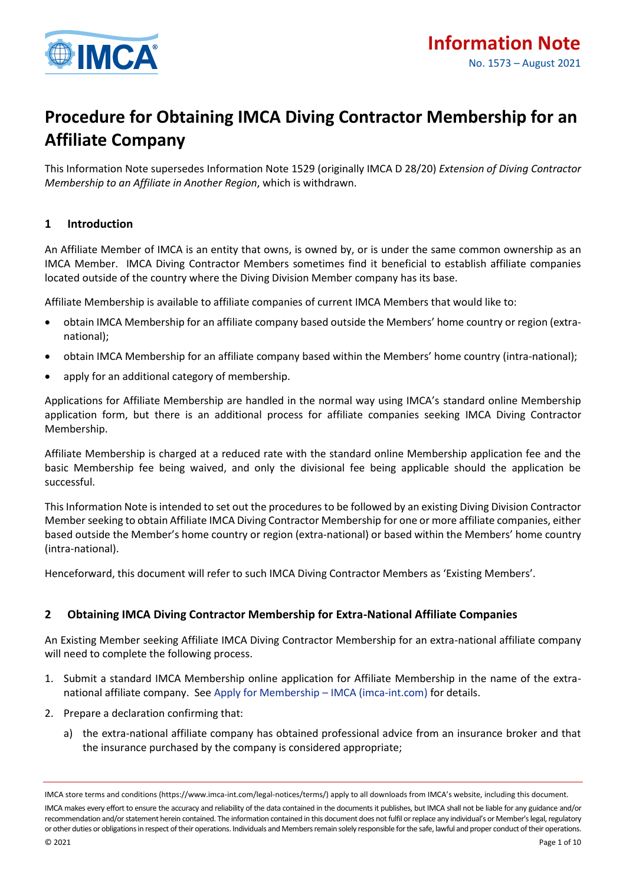Information Note

No. 1573 – August 2021

# Procedure for Obtaining IMCA Diving Contractor Membership for an Affiliate Company

This Information Note supersedes Information Note 1529 (originally IMCA D 28/20) *Extension of Diving Contractor Membership to an Affiliate in Another Region*, which is withdrawn.

## 1 Introduction

An Affiliate Member of IMCA is an entity that owns, is owned by, or is under the same common ownership as an IMCA Member. IMCA Diving Contractor Members sometimes find it beneficial to establish affiliate companies located outside of the country where the Diving Division Member company has its base.

Affiliate Membership is available to affiliate companies of current IMCA Members that would like to:

- obtain IMCA Membership for an affiliate company based outside the Members' home country or region (extra-national);
- obtain IMCA Membership for an affiliate company based within the Members' home country (intra-national);
- apply for an additional category of membership.

Applications for Affiliate Membership are handled in the normal way using IMCA's standard online Membership application form, but there is an additional process for affiliate companies seeking IMCA Diving Contractor Membership.

Affiliate Membership is charged at a reduced rate with the standard online Membership application fee and the basic Membership fee being waived, and only the divisional fee being applicable should the application be successful.

This Information Note is intended to set out the procedures to be followed by an existing Diving Division Contractor Member seeking to obtain Affiliate IMCA Diving Contractor Membership for one or more affiliate companies, either based outside the Member's home country or region (extra-national) or based within the Members' home country (intra-national).

Henceforward, this document will refer to such IMCA Diving Contractor Members as 'Existing Members'.

## 2 Obtaining IMCA Diving Contractor Membership for Extra-National Affiliate Companies

An Existing Member seeking Affiliate IMCA Diving Contractor Membership for an extra-national affiliate company will need to complete the following process.

1. Submit a standard IMCA Membership online application for Affiliate Membership in the name of the extra-national affiliate company. See Apply for Membership – IMCA (imca-int.com) for details.
2. Prepare a declaration confirming that:
   a) the extra-national affiliate company has obtained professional advice from an insurance broker and that the insurance purchased by the company is considered appropriate;

IMCA store terms and conditions (https://www.imca-int.com/legal-notices/terms/) apply to all downloads from IMCA's website, including this document.

IMCA makes every effort to ensure the accuracy and reliability of the data contained in the documents it publishes, but IMCA shall not be liable for any guidance and/or recommendation and/or statement herein contained. The information contained in this document does not fulfil or replace any individual's or Member's legal, regulatory or other duties or obligations in respect of their operations. Individuals and Members remain solely responsible for the safe, lawful and proper conduct of their operations.

© 2021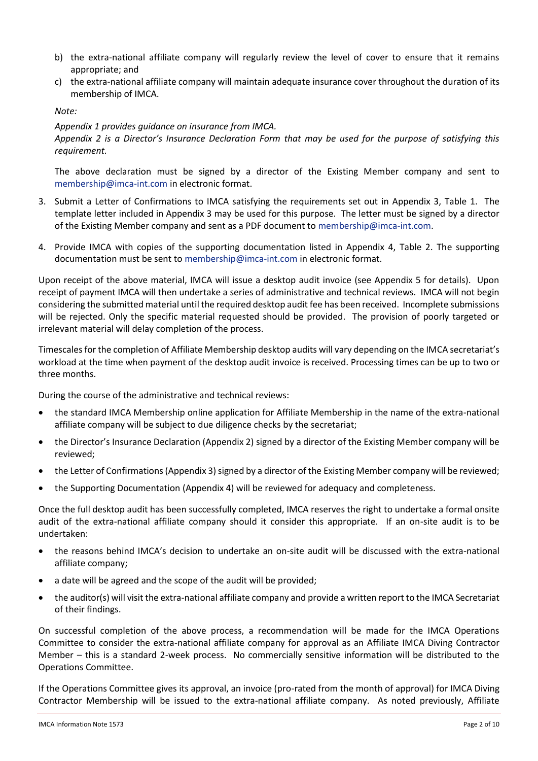b) the extra-national affiliate company will regularly review the level of cover to ensure that it remains appropriate; and

c) the extra-national affiliate company will maintain adequate insurance cover throughout the duration of its membership of IMCA.

*Note:*

*Appendix 1 provides guidance on insurance from IMCA.*
*Appendix 2 is a Director's Insurance Declaration Form that may be used for the purpose of satisfying this requirement.*

The above declaration must be signed by a director of the Existing Member company and sent to membership@imca-int.com in electronic format.

3. Submit a Letter of Confirmations to IMCA satisfying the requirements set out in Appendix 3, Table 1. The template letter included in Appendix 3 may be used for this purpose. The letter must be signed by a director of the Existing Member company and sent as a PDF document to membership@imca-int.com.

4. Provide IMCA with copies of the supporting documentation listed in Appendix 4, Table 2. The supporting documentation must be sent to membership@imca-int.com in electronic format.

Upon receipt of the above material, IMCA will issue a desktop audit invoice (see Appendix 5 for details). Upon receipt of payment IMCA will then undertake a series of administrative and technical reviews. IMCA will not begin considering the submitted material until the required desktop audit fee has been received. Incomplete submissions will be rejected. Only the specific material requested should be provided. The provision of poorly targeted or irrelevant material will delay completion of the process.

Timescales for the completion of Affiliate Membership desktop audits will vary depending on the IMCA secretariat's workload at the time when payment of the desktop audit invoice is received. Processing times can be up to two or three months.

During the course of the administrative and technical reviews:

- the standard IMCA Membership online application for Affiliate Membership in the name of the extra-national affiliate company will be subject to due diligence checks by the secretariat;
- the Director's Insurance Declaration (Appendix 2) signed by a director of the Existing Member company will be reviewed;
- the Letter of Confirmations (Appendix 3) signed by a director of the Existing Member company will be reviewed;
- the Supporting Documentation (Appendix 4) will be reviewed for adequacy and completeness.

Once the full desktop audit has been successfully completed, IMCA reserves the right to undertake a formal onsite audit of the extra-national affiliate company should it consider this appropriate. If an on-site audit is to be undertaken:

- the reasons behind IMCA's decision to undertake an on-site audit will be discussed with the extra-national affiliate company;
- a date will be agreed and the scope of the audit will be provided;
- the auditor(s) will visit the extra-national affiliate company and provide a written report to the IMCA Secretariat of their findings.

On successful completion of the above process, a recommendation will be made for the IMCA Operations Committee to consider the extra-national affiliate company for approval as an Affiliate IMCA Diving Contractor Member – this is a standard 2-week process. No commercially sensitive information will be distributed to the Operations Committee.

If the Operations Committee gives its approval, an invoice (pro-rated from the month of approval) for IMCA Diving Contractor Membership will be issued to the extra-national affiliate company. As noted previously, Affiliate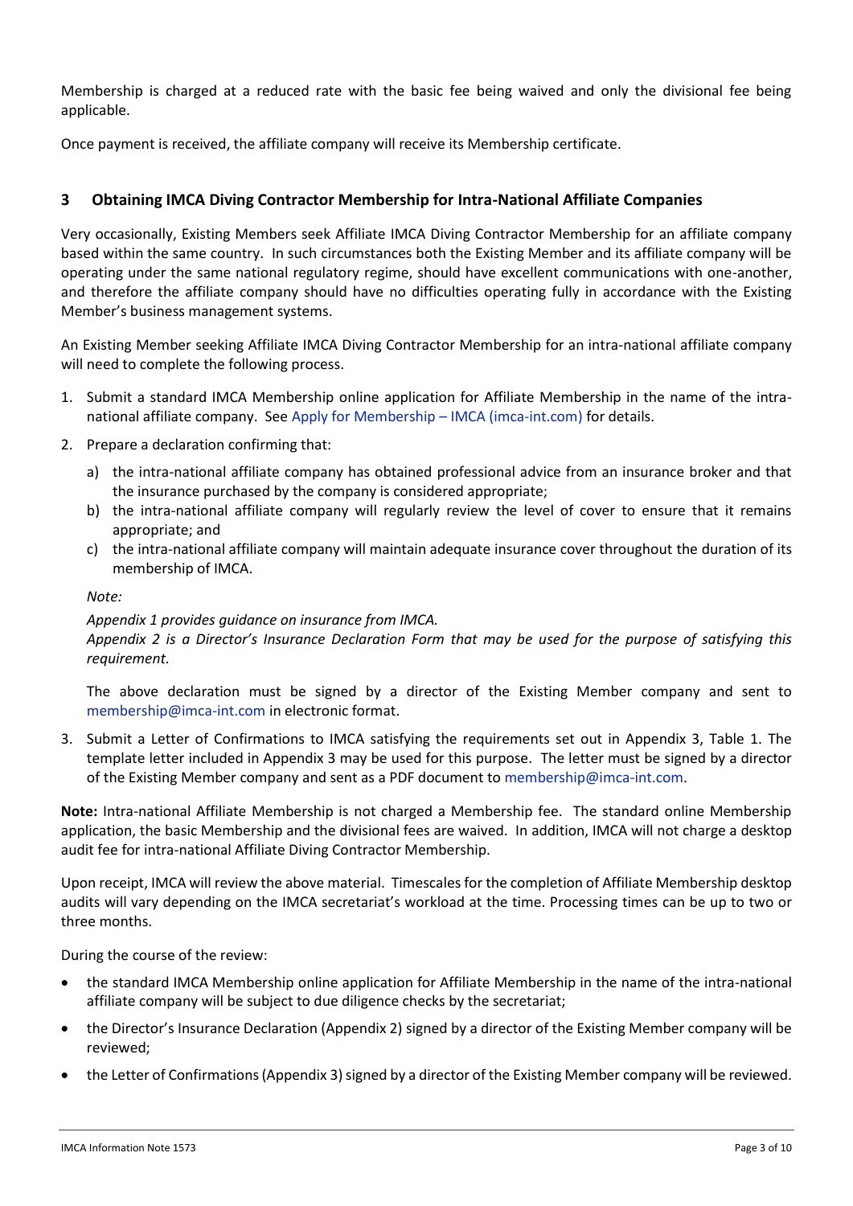Membership is charged at a reduced rate with the basic fee being waived and only the divisional fee being applicable.

Once payment is received, the affiliate company will receive its Membership certificate.

## 3 Obtaining IMCA Diving Contractor Membership for Intra-National Affiliate Companies

Very occasionally, Existing Members seek Affiliate IMCA Diving Contractor Membership for an affiliate company based within the same country. In such circumstances both the Existing Member and its affiliate company will be operating under the same national regulatory regime, should have excellent communications with one-another, and therefore the affiliate company should have no difficulties operating fully in accordance with the Existing Member's business management systems.

An Existing Member seeking Affiliate IMCA Diving Contractor Membership for an intra-national affiliate company will need to complete the following process.

1. Submit a standard IMCA Membership online application for Affiliate Membership in the name of the intra-national affiliate company. See Apply for Membership – IMCA (imca-int.com) for details.
2. Prepare a declaration confirming that:
   a) the intra-national affiliate company has obtained professional advice from an insurance broker and that the insurance purchased by the company is considered appropriate;
   b) the intra-national affiliate company will regularly review the level of cover to ensure that it remains appropriate; and
   c) the intra-national affiliate company will maintain adequate insurance cover throughout the duration of its membership of IMCA.

   *Note:*

   *Appendix 1 provides guidance on insurance from IMCA.*
   *Appendix 2 is a Director's Insurance Declaration Form that may be used for the purpose of satisfying this requirement.*

   The above declaration must be signed by a director of the Existing Member company and sent to membership@imca-int.com in electronic format.
3. Submit a Letter of Confirmations to IMCA satisfying the requirements set out in Appendix 3, Table 1. The template letter included in Appendix 3 may be used for this purpose. The letter must be signed by a director of the Existing Member company and sent as a PDF document to membership@imca-int.com.

**Note:** Intra-national Affiliate Membership is not charged a Membership fee. The standard online Membership application, the basic Membership and the divisional fees are waived. In addition, IMCA will not charge a desktop audit fee for intra-national Affiliate Diving Contractor Membership.

Upon receipt, IMCA will review the above material. Timescales for the completion of Affiliate Membership desktop audits will vary depending on the IMCA secretariat's workload at the time. Processing times can be up to two or three months.

During the course of the review:

- the standard IMCA Membership online application for Affiliate Membership in the name of the intra-national affiliate company will be subject to due diligence checks by the secretariat;
- the Director's Insurance Declaration (Appendix 2) signed by a director of the Existing Member company will be reviewed;
- the Letter of Confirmations (Appendix 3) signed by a director of the Existing Member company will be reviewed.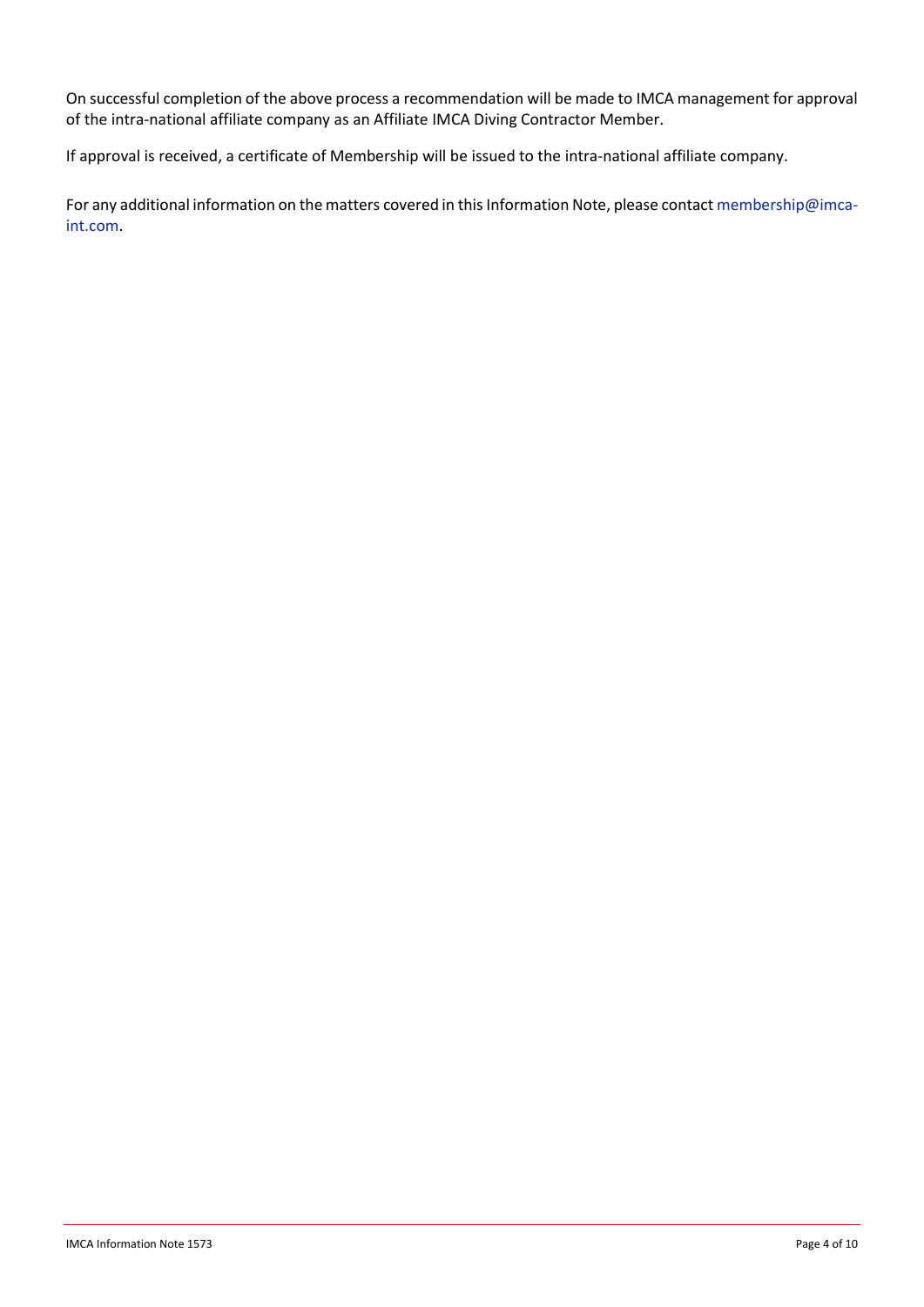On successful completion of the above process a recommendation will be made to IMCA management for approval of the intra-national affiliate company as an Affiliate IMCA Diving Contractor Member.

If approval is received, a certificate of Membership will be issued to the intra-national affiliate company.

For any additional information on the matters covered in this Information Note, please contact membership@imca-int.com.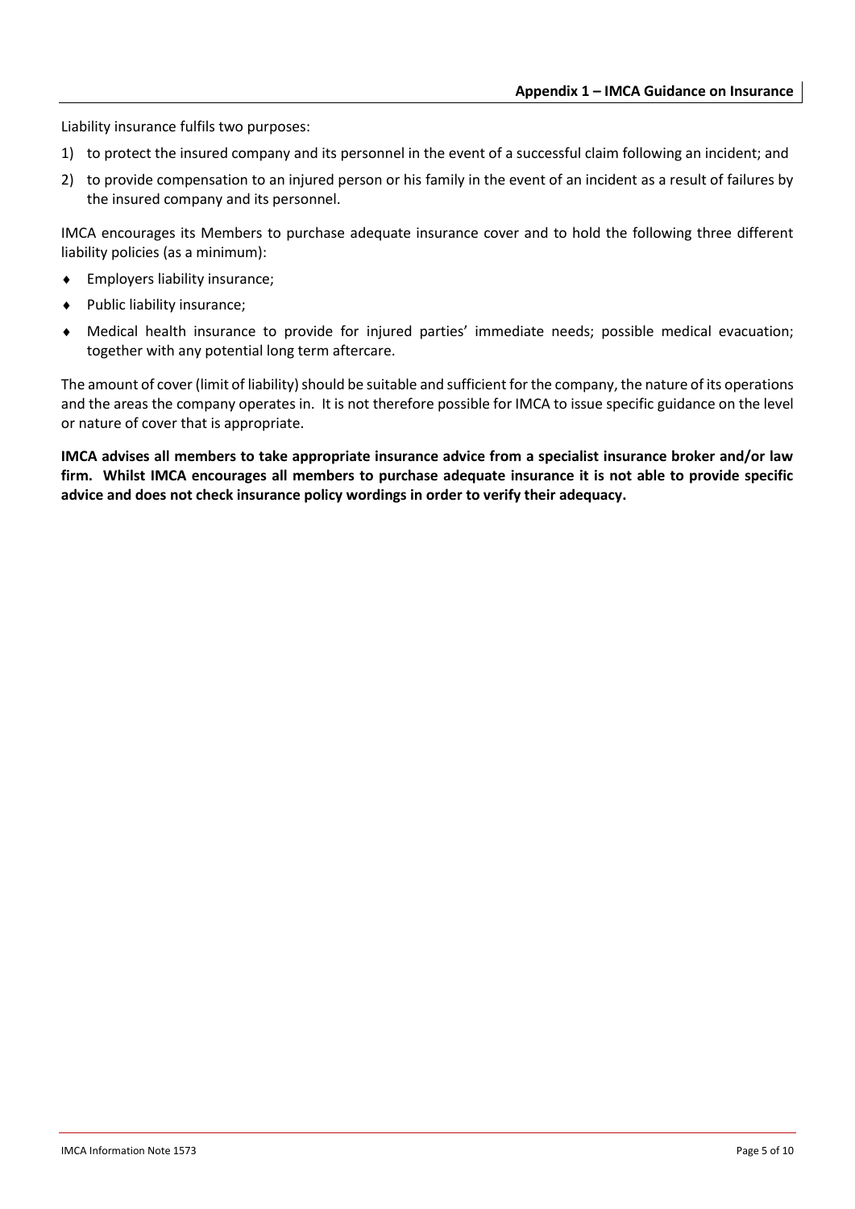## Appendix 1 – IMCA Guidance on Insurance

Liability insurance fulfils two purposes:

1) to protect the insured company and its personnel in the event of a successful claim following an incident; and
2) to provide compensation to an injured person or his family in the event of an incident as a result of failures by the insured company and its personnel.

IMCA encourages its Members to purchase adequate insurance cover and to hold the following three different liability policies (as a minimum):

- Employers liability insurance;
- Public liability insurance;
- Medical health insurance to provide for injured parties' immediate needs; possible medical evacuation; together with any potential long term aftercare.

The amount of cover (limit of liability) should be suitable and sufficient for the company, the nature of its operations and the areas the company operates in. It is not therefore possible for IMCA to issue specific guidance on the level or nature of cover that is appropriate.

**IMCA advises all members to take appropriate insurance advice from a specialist insurance broker and/or law firm. Whilst IMCA encourages all members to purchase adequate insurance it is not able to provide specific advice and does not check insurance policy wordings in order to verify their adequacy.**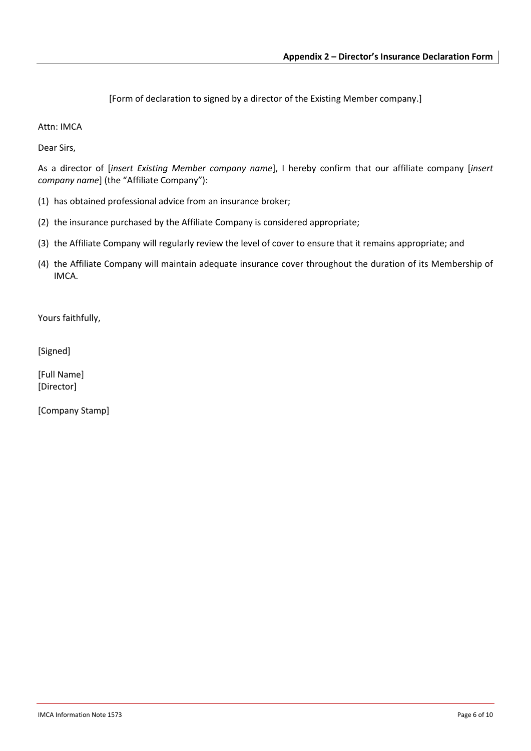## Appendix 2 – Director's Insurance Declaration Form

[Form of declaration to signed by a director of the Existing Member company.]

Attn: IMCA

Dear Sirs,

As a director of [*insert Existing Member company name*], I hereby confirm that our affiliate company [*insert company name*] (the "Affiliate Company"):

(1) has obtained professional advice from an insurance broker;

(2) the insurance purchased by the Affiliate Company is considered appropriate;

(3) the Affiliate Company will regularly review the level of cover to ensure that it remains appropriate; and

(4) the Affiliate Company will maintain adequate insurance cover throughout the duration of its Membership of IMCA.

Yours faithfully,

[Signed]

[Full Name]
[Director]

[Company Stamp]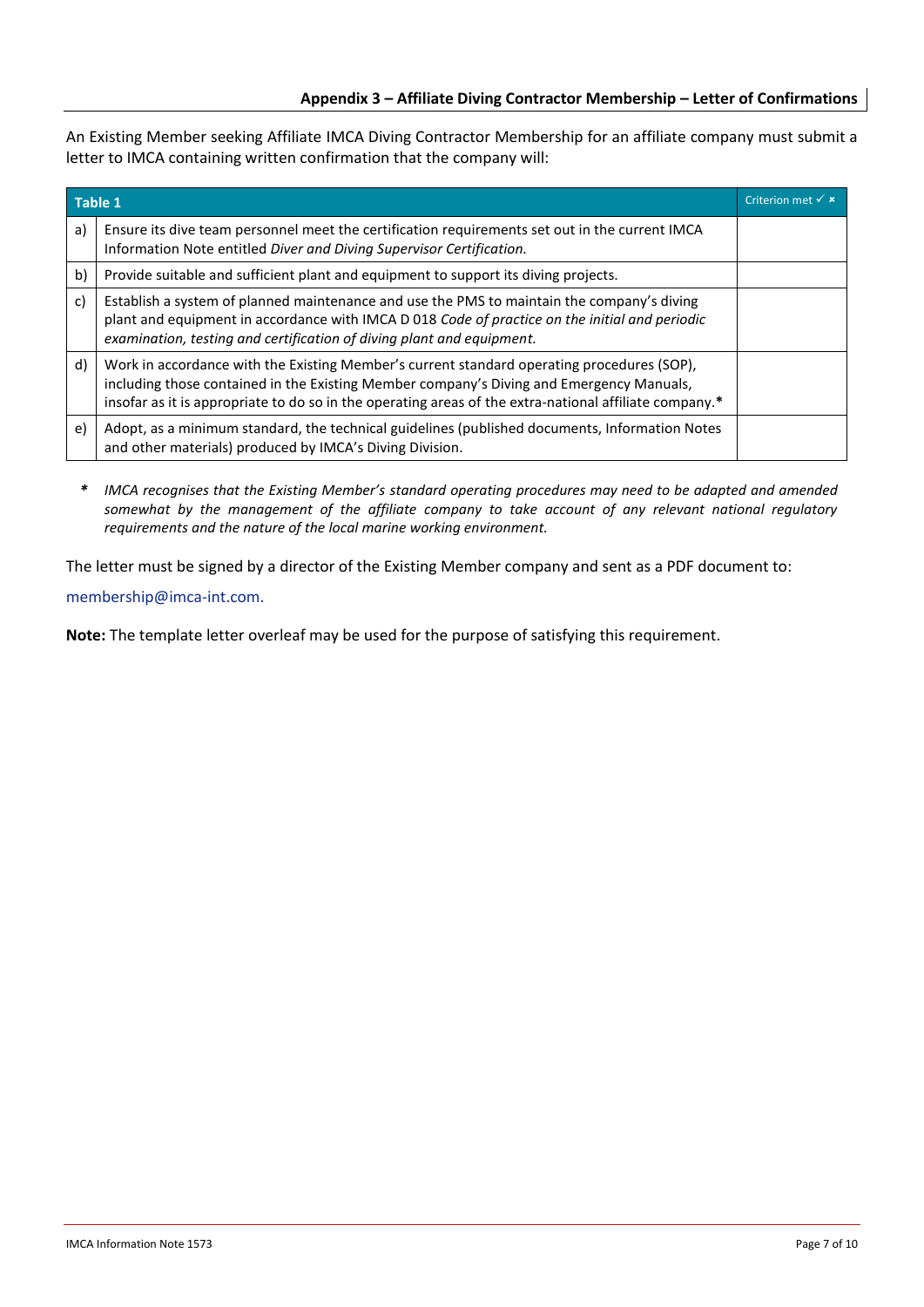## Appendix 3 – Affiliate Diving Contractor Membership – Letter of Confirmations

An Existing Member seeking Affiliate IMCA Diving Contractor Membership for an affiliate company must submit a letter to IMCA containing written confirmation that the company will:

| Table 1 | | Criterion met ✓ ✗ |
|---|---|---|
| a) | Ensure its dive team personnel meet the certification requirements set out in the current IMCA Information Note entitled *Diver and Diving Supervisor Certification.* | |
| b) | Provide suitable and sufficient plant and equipment to support its diving projects. | |
| c) | Establish a system of planned maintenance and use the PMS to maintain the company's diving plant and equipment in accordance with IMCA D 018 *Code of practice on the initial and periodic examination, testing and certification of diving plant and equipment.* | |
| d) | Work in accordance with the Existing Member's current standard operating procedures (SOP), including those contained in the Existing Member company's Diving and Emergency Manuals, insofar as it is appropriate to do so in the operating areas of the extra-national affiliate company.**\*** | |
| e) | Adopt, as a minimum standard, the technical guidelines (published documents, Information Notes and other materials) produced by IMCA's Diving Division. | |

***\*** *IMCA recognises that the Existing Member's standard operating procedures may need to be adapted and amended somewhat by the management of the affiliate company to take account of any relevant national regulatory requirements and the nature of the local marine working environment.*

The letter must be signed by a director of the Existing Member company and sent as a PDF document to:

membership@imca-int.com.

**Note:** The template letter overleaf may be used for the purpose of satisfying this requirement.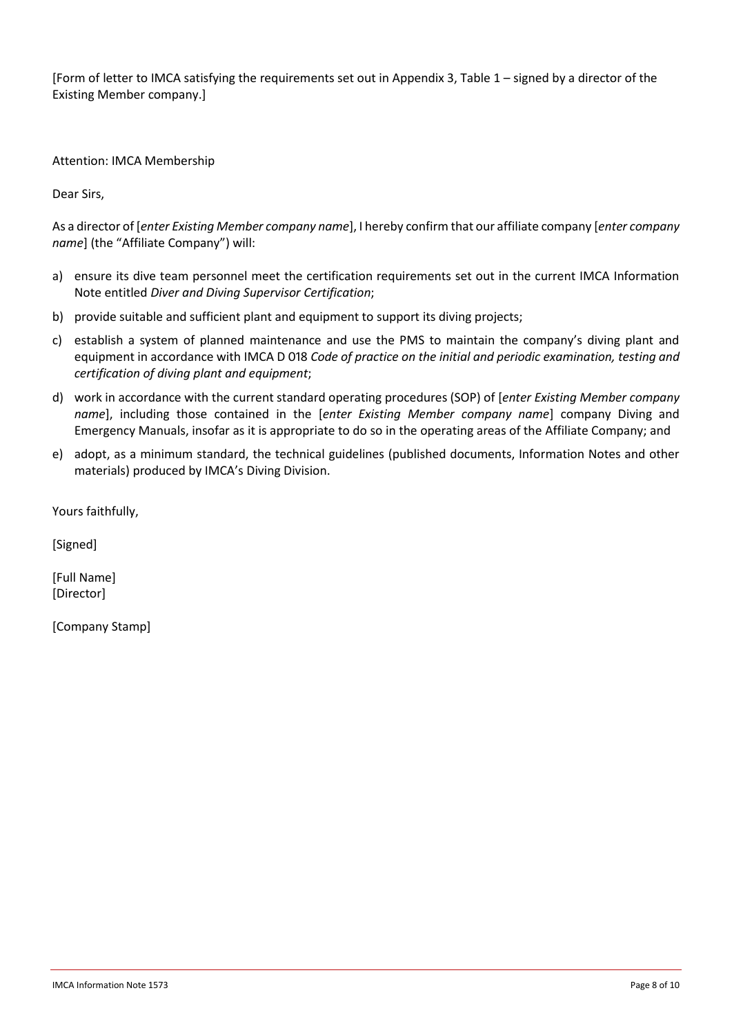[Form of letter to IMCA satisfying the requirements set out in Appendix 3, Table 1 – signed by a director of the Existing Member company.]

Attention: IMCA Membership

Dear Sirs,

As a director of [*enter Existing Member company name*], I hereby confirm that our affiliate company [*enter company name*] (the "Affiliate Company") will:

a) ensure its dive team personnel meet the certification requirements set out in the current IMCA Information Note entitled *Diver and Diving Supervisor Certification*;

b) provide suitable and sufficient plant and equipment to support its diving projects;

c) establish a system of planned maintenance and use the PMS to maintain the company's diving plant and equipment in accordance with IMCA D 018 *Code of practice on the initial and periodic examination, testing and certification of diving plant and equipment*;

d) work in accordance with the current standard operating procedures (SOP) of [*enter Existing Member company name*], including those contained in the [*enter Existing Member company name*] company Diving and Emergency Manuals, insofar as it is appropriate to do so in the operating areas of the Affiliate Company; and

e) adopt, as a minimum standard, the technical guidelines (published documents, Information Notes and other materials) produced by IMCA's Diving Division.

Yours faithfully,

[Signed]

[Full Name]
[Director]

[Company Stamp]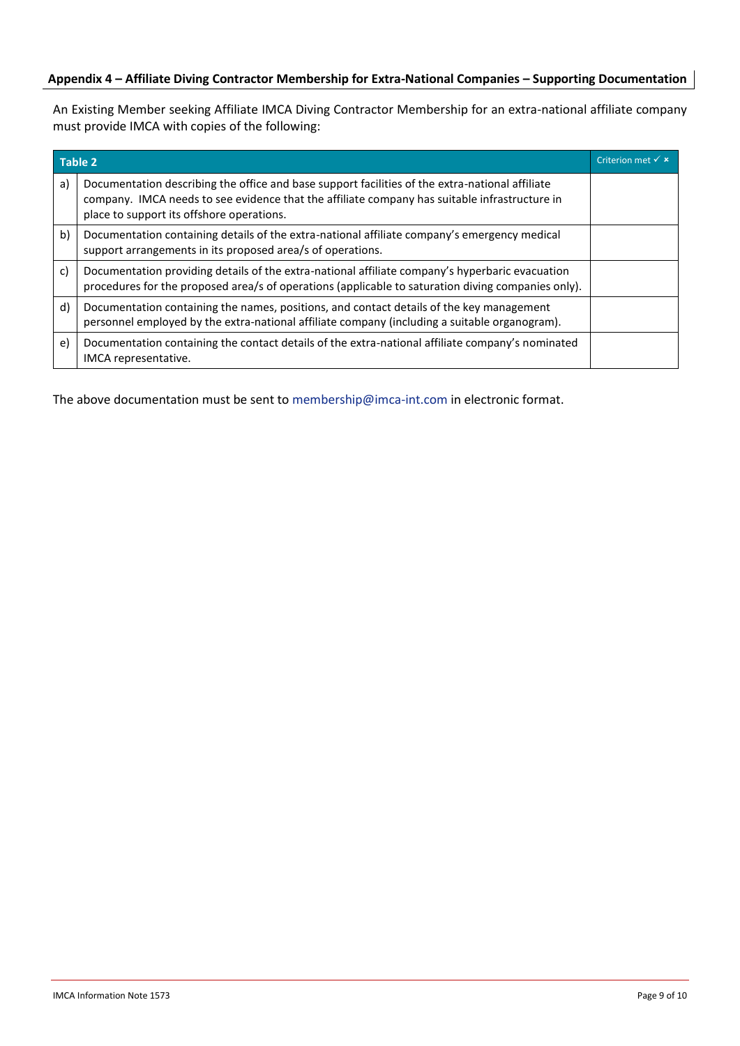## Appendix 4 – Affiliate Diving Contractor Membership for Extra-National Companies – Supporting Documentation

An Existing Member seeking Affiliate IMCA Diving Contractor Membership for an extra-national affiliate company must provide IMCA with copies of the following:

| Table 2 | | Criterion met ✓ × |
|---|---|---|
| a) | Documentation describing the office and base support facilities of the extra-national affiliate company. IMCA needs to see evidence that the affiliate company has suitable infrastructure in place to support its offshore operations. | |
| b) | Documentation containing details of the extra-national affiliate company's emergency medical support arrangements in its proposed area/s of operations. | |
| c) | Documentation providing details of the extra-national affiliate company's hyperbaric evacuation procedures for the proposed area/s of operations (applicable to saturation diving companies only). | |
| d) | Documentation containing the names, positions, and contact details of the key management personnel employed by the extra-national affiliate company (including a suitable organogram). | |
| e) | Documentation containing the contact details of the extra-national affiliate company's nominated IMCA representative. | |

The above documentation must be sent to membership@imca-int.com in electronic format.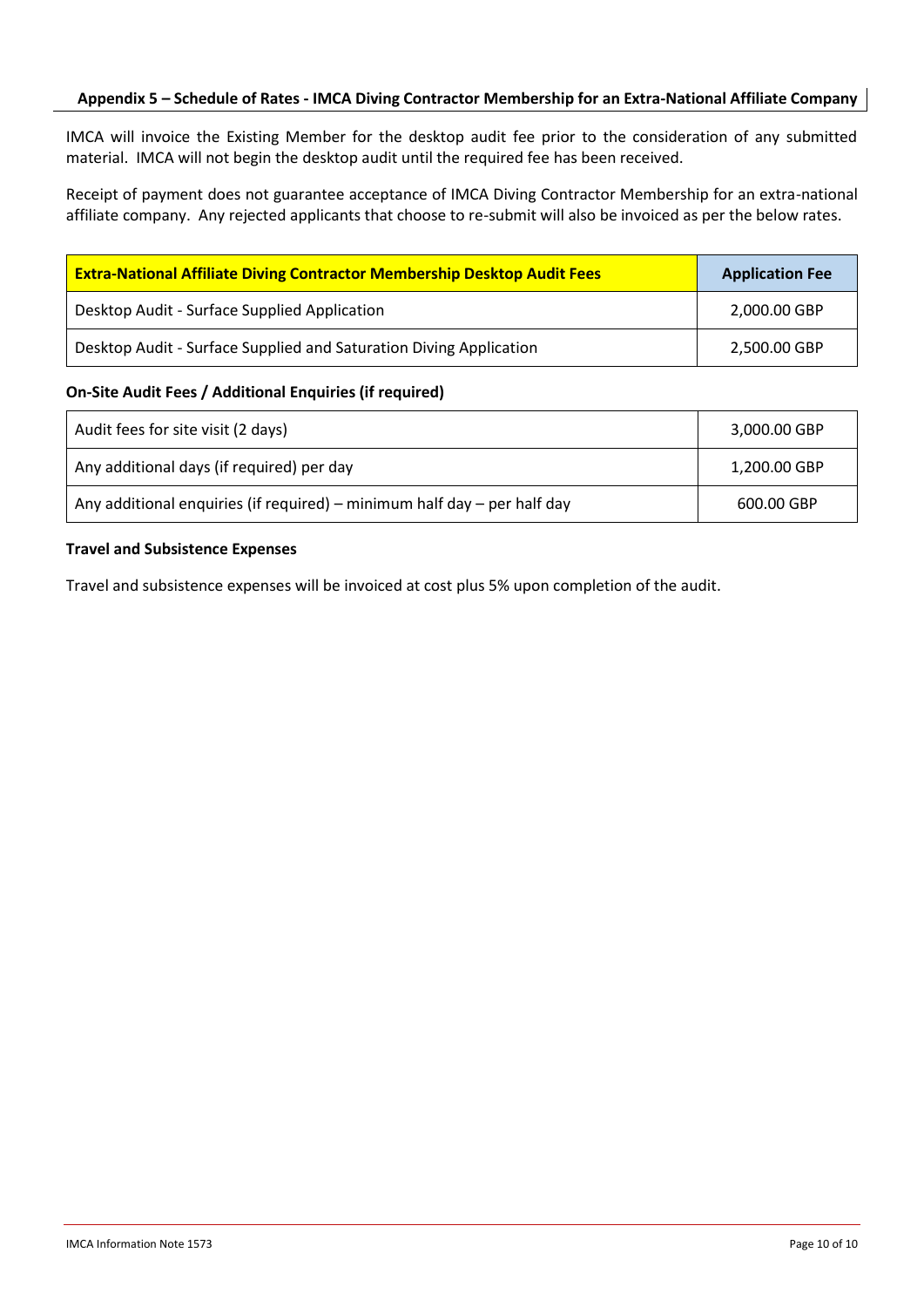## Appendix 5 – Schedule of Rates - IMCA Diving Contractor Membership for an Extra-National Affiliate Company

IMCA will invoice the Existing Member for the desktop audit fee prior to the consideration of any submitted material. IMCA will not begin the desktop audit until the required fee has been received.

Receipt of payment does not guarantee acceptance of IMCA Diving Contractor Membership for an extra-national affiliate company. Any rejected applicants that choose to re-submit will also be invoiced as per the below rates.

| Extra-National Affiliate Diving Contractor Membership Desktop Audit Fees | Application Fee |
|---|---|
| Desktop Audit - Surface Supplied Application | 2,000.00 GBP |
| Desktop Audit - Surface Supplied and Saturation Diving Application | 2,500.00 GBP |

**On-Site Audit Fees / Additional Enquiries (if required)**

| | |
|---|---|
| Audit fees for site visit (2 days) | 3,000.00 GBP |
| Any additional days (if required) per day | 1,200.00 GBP |
| Any additional enquiries (if required) – minimum half day – per half day | 600.00 GBP |

**Travel and Subsistence Expenses**

Travel and subsistence expenses will be invoiced at cost plus 5% upon completion of the audit.